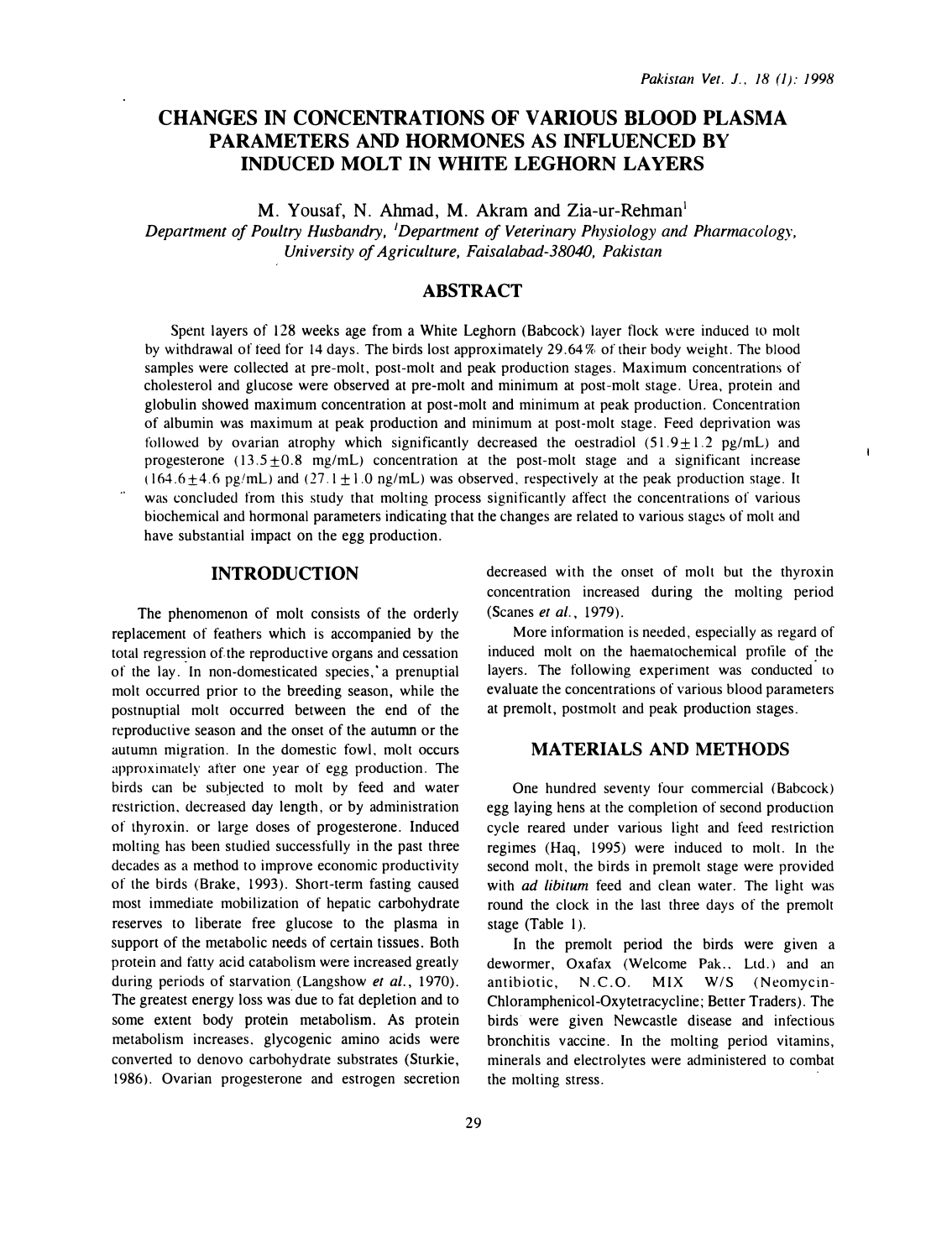# CHANGES IN CONCENTRATIONS OF VARIOUS BLOOD PLASMA PARAMETERS AND HORMONES AS INFLUENCED BY INDUCED MOLT IN WHITE LEGHORN LAYERS

M. Yousaf, N. Ahmad, M. Akram and Zia-ur-Rehman[1]

*Department of Poultry Husbandry, [1]Department of Veterinary Physiology and Pharmacology, University of Agriculture, Faisalabad-38040, Pakistan*

## ABSTRACT

Spent layers of 128 weeks age from a White Leghorn (Babcock) layer flock were induced to molt by withdrawal of feed for 14 days. The birds lost approximately 29.64% of their body weight. The blood samples were collected at pre-molt, post-molt and peak production stages. Maximum concentrations of cholesterol and glucose were observed at pre-molt and minimum at post-molt stage. Urea, protein and globulin showed maximum concentration at post-molt and minimum at peak production. Concentration of albumin was maximum at peak production and minimum at post-molt stage. Feed deprivation was followed by ovarian atrophy which significantly decreased the oestradiol ($51.9 \pm 1.2$ pg/mL) and progesterone ($13.5 \pm 0.8$ mg/mL) concentration at the post-molt stage and a significant increase ($164.6 \pm 4.6$ pg/mL) and ($27.1 \pm 1.0$ ng/mL) was observed, respectively at the peak production stage. It was concluded from this study that molting process significantly affect the concentrations of various biochemical and hormonal parameters indicating that the changes are related to various stages of molt and have substantial impact on the egg production.

## INTRODUCTION

The phenomenon of molt consists of the orderly replacement of feathers which is accompanied by the total regression of the reproductive organs and cessation of the lay. In non-domesticated species, a prenuptial molt occurred prior to the breeding season, while the postnuptial molt occurred between the end of the reproductive season and the onset of the autumn or the autumn migration. In the domestic fowl, molt occurs approximately after one year of egg production. The birds can be subjected to molt by feed and water restriction, decreased day length, or by administration of thyroxin, or large doses of progesterone. Induced molting has been studied successfully in the past three decades as a method to improve economic productivity of the birds (Brake, 1993). Short-term fasting caused most immediate mobilization of hepatic carbohydrate reserves to liberate free glucose to the plasma in support of the metabolic needs of certain tissues. Both protein and fatty acid catabolism were increased greatly during periods of starvation (Langshow *et al.*, 1970). The greatest energy loss was due to fat depletion and to some extent body protein metabolism. As protein metabolism increases, glycogenic amino acids were converted to denovo carbohydrate substrates (Sturkie, 1986). Ovarian progesterone and estrogen secretion decreased with the onset of molt but the thyroxin concentration increased during the molting period (Scanes *et al.*, 1979).

More information is needed, especially as regard of induced molt on the haematochemical profile of the layers. The following experiment was conducted to evaluate the concentrations of various blood parameters at premolt, postmolt and peak production stages.

## MATERIALS AND METHODS

One hundred seventy four commercial (Babcock) egg laying hens at the completion of second production cycle reared under various light and feed restriction regimes (Haq, 1995) were induced to molt. In the second molt, the birds in premolt stage were provided with *ad libitum* feed and clean water. The light was round the clock in the last three days of the premolt stage (Table 1).

In the premolt period the birds were given a dewormer, Oxafax (Welcome Pak., Ltd.) and an antibiotic, N.C.O. MIX W/S (Neomycin-Chloramphenicol-Oxytetracycline; Better Traders). The birds were given Newcastle disease and infectious bronchitis vaccine. In the molting period vitamins, minerals and electrolytes were administered to combat the molting stress.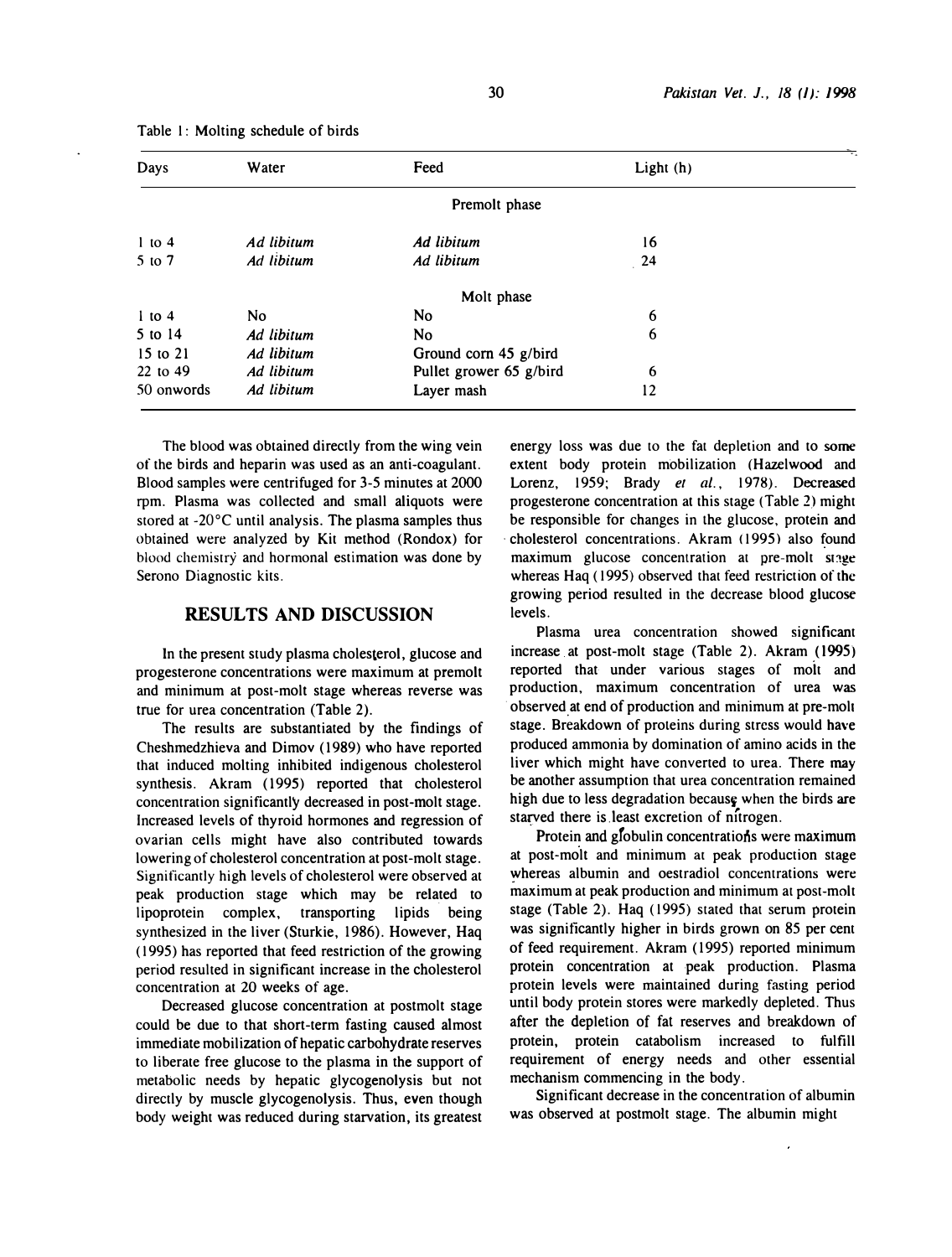Table 1: Molting schedule of birds

| Days | Water | Feed | Light (h) |
|---|---|---|---|
| | | Premolt phase | |
| 1 to 4 | *Ad libitum* | *Ad libitum* | 16 |
| 5 to 7 | *Ad libitum* | *Ad libitum* | 24 |
| | | Molt phase | |
| 1 to 4 | No | No | 6 |
| 5 to 14 | *Ad libitum* | No | 6 |
| 15 to 21 | *Ad libitum* | Ground corn 45 g/bird | |
| 22 to 49 | *Ad libitum* | Pullet grower 65 g/bird | 6 |
| 50 onwords | *Ad libitum* | Layer mash | 12 |

The blood was obtained directly from the wing vein of the birds and heparin was used as an anti-coagulant. Blood samples were centrifuged for 3-5 minutes at 2000 rpm. Plasma was collected and small aliquots were stored at -20°C until analysis. The plasma samples thus obtained were analyzed by Kit method (Rondox) for blood chemistry and hormonal estimation was done by Serono Diagnostic kits.

## RESULTS AND DISCUSSION

In the present study plasma cholesterol, glucose and progesterone concentrations were maximum at premolt and minimum at post-molt stage whereas reverse was true for urea concentration (Table 2).

The results are substantiated by the findings of Cheshmedzhieva and Dimov (1989) who have reported that induced molting inhibited indigenous cholesterol synthesis. Akram (1995) reported that cholesterol concentration significantly decreased in post-molt stage. Increased levels of thyroid hormones and regression of ovarian cells might have also contributed towards lowering of cholesterol concentration at post-molt stage. Significantly high levels of cholesterol were observed at peak production stage which may be related to lipoprotein complex, transporting lipids being synthesized in the liver (Sturkie, 1986). However, Haq (1995) has reported that feed restriction of the growing period resulted in significant increase in the cholesterol concentration at 20 weeks of age.

Decreased glucose concentration at postmolt stage could be due to that short-term fasting caused almost immediate mobilization of hepatic carbohydrate reserves to liberate free glucose to the plasma in the support of metabolic needs by hepatic glycogenolysis but not directly by muscle glycogenolysis. Thus, even though body weight was reduced during starvation, its greatest energy loss was due to the fat depletion and to some extent body protein mobilization (Hazelwood and Lorenz, 1959; Brady *et al.*, 1978). Decreased progesterone concentration at this stage (Table 2) might be responsible for changes in the glucose, protein and cholesterol concentrations. Akram (1995) also found maximum glucose concentration at pre-molt stage whereas Haq (1995) observed that feed restriction of the growing period resulted in the decrease blood glucose levels.

Plasma urea concentration showed significant increase at post-molt stage (Table 2). Akram (1995) reported that under various stages of molt and production, maximum concentration of urea was observed at end of production and minimum at pre-molt stage. Breakdown of proteins during stress would have produced ammonia by domination of amino acids in the liver which might have converted to urea. There may be another assumption that urea concentration remained high due to less degradation because when the birds are starved there is least excretion of nitrogen.

Protein and globulin concentrations were maximum at post-molt and minimum at peak production stage whereas albumin and oestradiol concentrations were maximum at peak production and minimum at post-molt stage (Table 2). Haq (1995) stated that serum protein was significantly higher in birds grown on 85 per cent of feed requirement. Akram (1995) reported minimum protein concentration at peak production. Plasma protein levels were maintained during fasting period until body protein stores were markedly depleted. Thus after the depletion of fat reserves and breakdown of protein, protein catabolism increased to fulfill requirement of energy needs and other essential mechanism commencing in the body.

Significant decrease in the concentration of albumin was observed at postmolt stage. The albumin might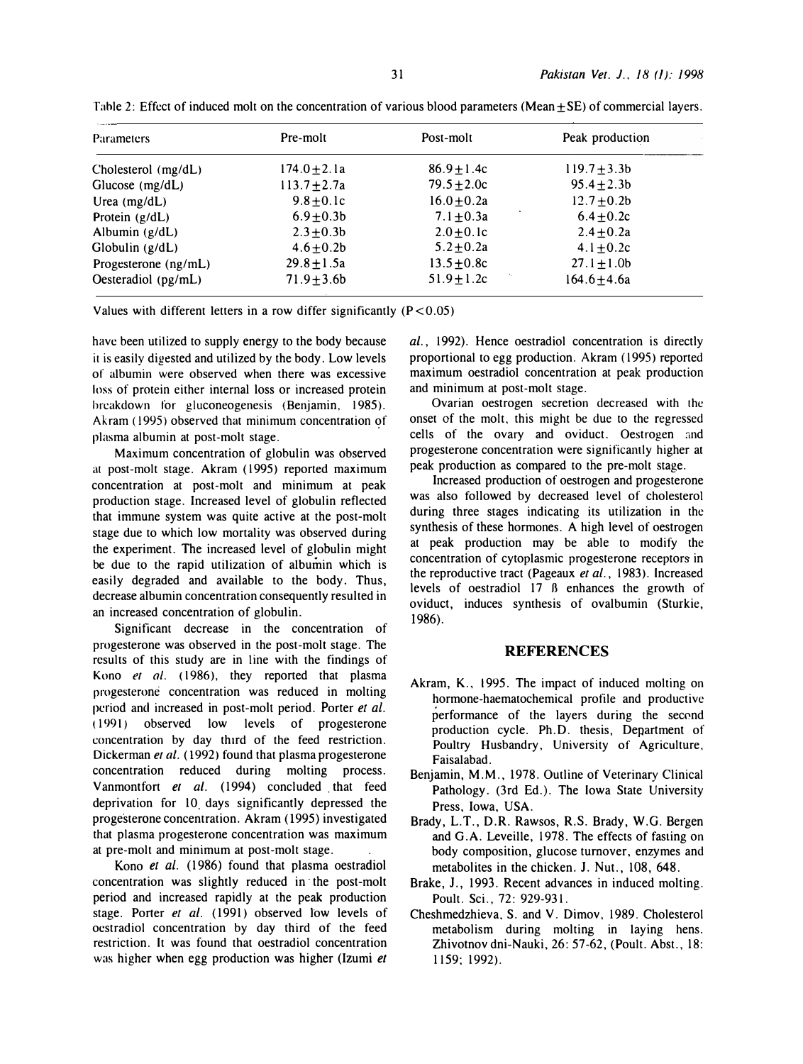Table 2: Effect of induced molt on the concentration of various blood parameters (Mean ± SE) of commercial layers.

| Parameters | Pre-molt | Post-molt | Peak production |
|---|---|---|---|
| Cholesterol (mg/dL) | 174.0±2.1a | 86.9±1.4c | 119.7±3.3b |
| Glucose (mg/dL) | 113.7±2.7a | 79.5±2.0c | 95.4±2.3b |
| Urea (mg/dL) | 9.8±0.1c | 16.0±0.2a | 12.7±0.2b |
| Protein (g/dL) | 6.9±0.3b | 7.1±0.3a | 6.4±0.2c |
| Albumin (g/dL) | 2.3±0.3b | 2.0±0.1c | 2.4±0.2a |
| Globulin (g/dL) | 4.6±0.2b | 5.2±0.2a | 4.1±0.2c |
| Progesterone (ng/mL) | 29.8±1.5a | 13.5±0.8c | 27.1±1.0b |
| Oesteradiol (pg/mL) | 71.9±3.6b | 51.9±1.2c | 164.6±4.6a |

Values with different letters in a row differ significantly ($P < 0.05$)

have been utilized to supply energy to the body because it is easily digested and utilized by the body. Low levels of albumin were observed when there was excessive loss of protein either internal loss or increased protein breakdown for gluconeogenesis (Benjamin, 1985). Akram (1995) observed that minimum concentration of plasma albumin at post-molt stage.

Maximum concentration of globulin was observed at post-molt stage. Akram (1995) reported maximum concentration at post-molt and minimum at peak production stage. Increased level of globulin reflected that immune system was quite active at the post-molt stage due to which low mortality was observed during the experiment. The increased level of globulin might be due to the rapid utilization of albumin which is easily degraded and available to the body. Thus, decrease albumin concentration consequently resulted in an increased concentration of globulin.

Significant decrease in the concentration of progesterone was observed in the post-molt stage. The results of this study are in line with the findings of Kono *et al.* (1986), they reported that plasma progesterone concentration was reduced in molting period and increased in post-molt period. Porter *et al.* (1991) observed low levels of progesterone concentration by day third of the feed restriction. Dickerman *et al.* (1992) found that plasma progesterone concentration reduced during molting process. Vanmontfort *et al.* (1994) concluded that feed deprivation for 10 days significantly depressed the progesterone concentration. Akram (1995) investigated that plasma progesterone concentration was maximum at pre-molt and minimum at post-molt stage.

Kono *et al.* (1986) found that plasma oestradiol concentration was slightly reduced in the post-molt period and increased rapidly at the peak production stage. Porter *et al.* (1991) observed low levels of oestradiol concentration by day third of the feed restriction. It was found that oestradiol concentration was higher when egg production was higher (Izumi *et al.*, 1992). Hence oestradiol concentration is directly proportional to egg production. Akram (1995) reported maximum oestradiol concentration at peak production and minimum at post-molt stage.

Ovarian oestrogen secretion decreased with the onset of the molt, this might be due to the regressed cells of the ovary and oviduct. Oestrogen and progesterone concentration were significantly higher at peak production as compared to the pre-molt stage.

Increased production of oestrogen and progesterone was also followed by decreased level of cholesterol during three stages indicating its utilization in the synthesis of these hormones. A high level of oestrogen at peak production may be able to modify the concentration of cytoplasmic progesterone receptors in the reproductive tract (Pageaux *et al.*, 1983). Increased levels of oestradiol 17 ß enhances the growth of oviduct, induces synthesis of ovalbumin (Sturkie, 1986).

## REFERENCES

Akram, K., 1995. The impact of induced molting on hormone-haematochemical profile and productive performance of the layers during the second production cycle. Ph.D. thesis, Department of Poultry Husbandry, University of Agriculture, Faisalabad.

Benjamin, M.M., 1978. Outline of Veterinary Clinical Pathology. (3rd Ed.). The Iowa State University Press, Iowa, USA.

Brady, L.T., D.R. Rawsos, R.S. Brady, W.G. Bergen and G.A. Leveille, 1978. The effects of fasting on body composition, glucose turnover, enzymes and metabolites in the chicken. J. Nut., 108, 648.

Brake, J., 1993. Recent advances in induced molting. Poult. Sci., 72: 929-931.

Cheshmedzhieva, S. and V. Dimov, 1989. Cholesterol metabolism during molting in laying hens. Zhivotnov dni-Nauki, 26: 57-62, (Poult. Abst., 18: 1159; 1992).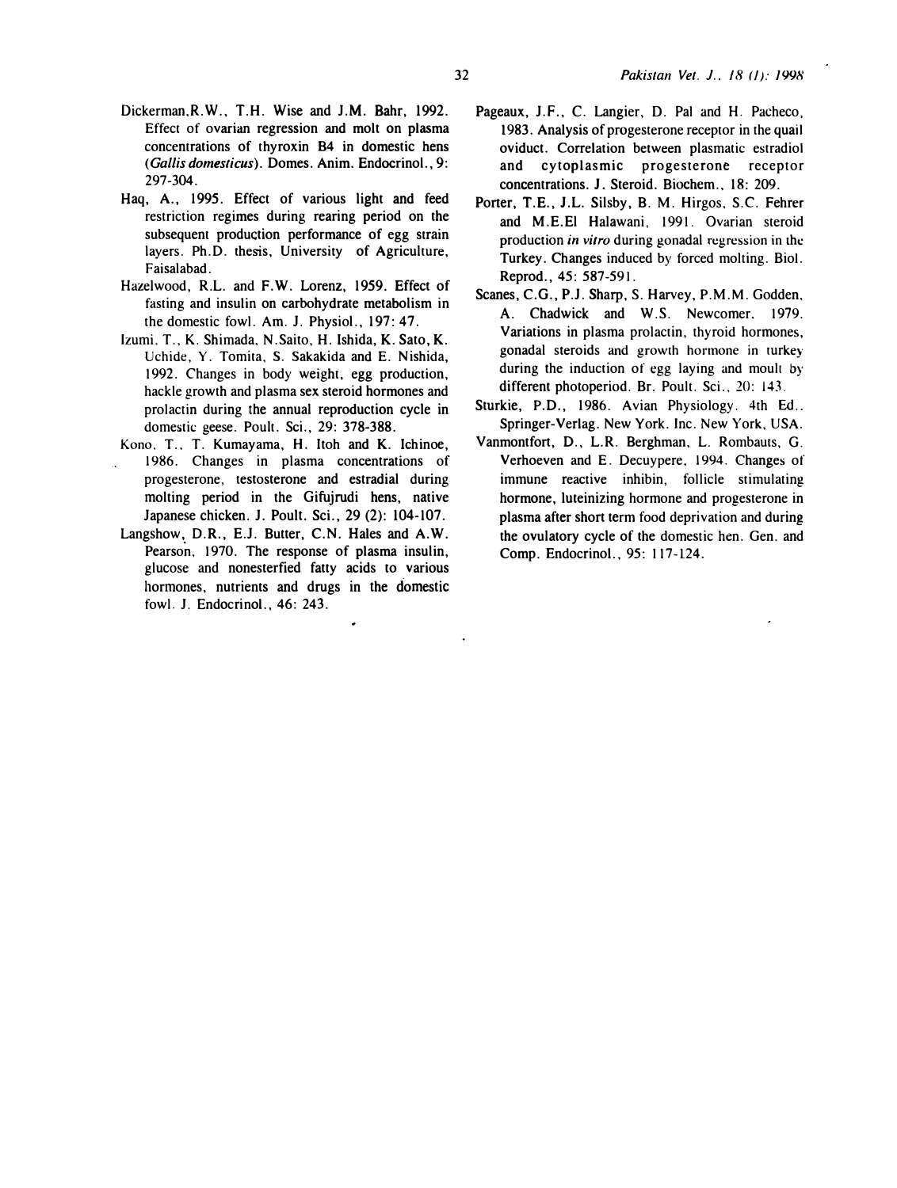Dickerman, R.W., T.H. Wise and J.M. Bahr, 1992. Effect of ovarian regression and molt on plasma concentrations of thyroxin B4 in domestic hens (*Gallis domesticus*). Domes. Anim. Endocrinol., 9: 297-304.

Haq, A., 1995. Effect of various light and feed restriction regimes during rearing period on the subsequent production performance of egg strain layers. Ph.D. thesis, University of Agriculture, Faisalabad.

Hazelwood, R.L. and F.W. Lorenz, 1959. Effect of fasting and insulin on carbohydrate metabolism in the domestic fowl. Am. J. Physiol., 197: 47.

Izumi, T., K. Shimada, N. Saito, H. Ishida, K. Sato, K. Uchide, Y. Tomita, S. Sakakida and E. Nishida, 1992. Changes in body weight, egg production, hackle growth and plasma sex steroid hormones and prolactin during the annual reproduction cycle in domestic geese. Poult. Sci., 29: 378-388.

Kono, T., T. Kumayama, H. Itoh and K. Ichinoe, 1986. Changes in plasma concentrations of progesterone, testosterone and estradial during molting period in the Gifujrudi hens, native Japanese chicken. J. Poult. Sci., 29 (2): 104-107.

Langshow, D.R., E.J. Butter, C.N. Hales and A.W. Pearson, 1970. The response of plasma insulin, glucose and nonesterfied fatty acids to various hormones, nutrients and drugs in the domestic fowl. J. Endocrinol., 46: 243.

Pageaux, J.F., C. Langier, D. Pal and H. Pacheco, 1983. Analysis of progesterone receptor in the quail oviduct. Correlation between plasmatic estradiol and cytoplasmic progesterone receptor concentrations. J. Steroid. Biochem., 18: 209.

Porter, T.E., J.L. Silsby, B. M. Hirgos, S.C. Fehrer and M.E.El Halawani, 1991. Ovarian steroid production *in vitro* during gonadal regression in the Turkey. Changes induced by forced molting. Biol. Reprod., 45: 587-591.

Scanes, C.G., P.J. Sharp, S. Harvey, P.M.M. Godden, A. Chadwick and W.S. Newcomer, 1979. Variations in plasma prolactin, thyroid hormones, gonadal steroids and growth hormone in turkey during the induction of egg laying and moult by different photoperiod. Br. Poult. Sci., 20: 143.

Sturkie, P.D., 1986. Avian Physiology. 4th Ed.. Springer-Verlag. New York. Inc. New York, USA.

Vanmontfort, D., L.R. Berghman, L. Rombauts, G. Verhoeven and E. Decuypere, 1994. Changes of immune reactive inhibin, follicle stimulating hormone, luteinizing hormone and progesterone in plasma after short term food deprivation and during the ovulatory cycle of the domestic hen. Gen. and Comp. Endocrinol., 95: 117-124.